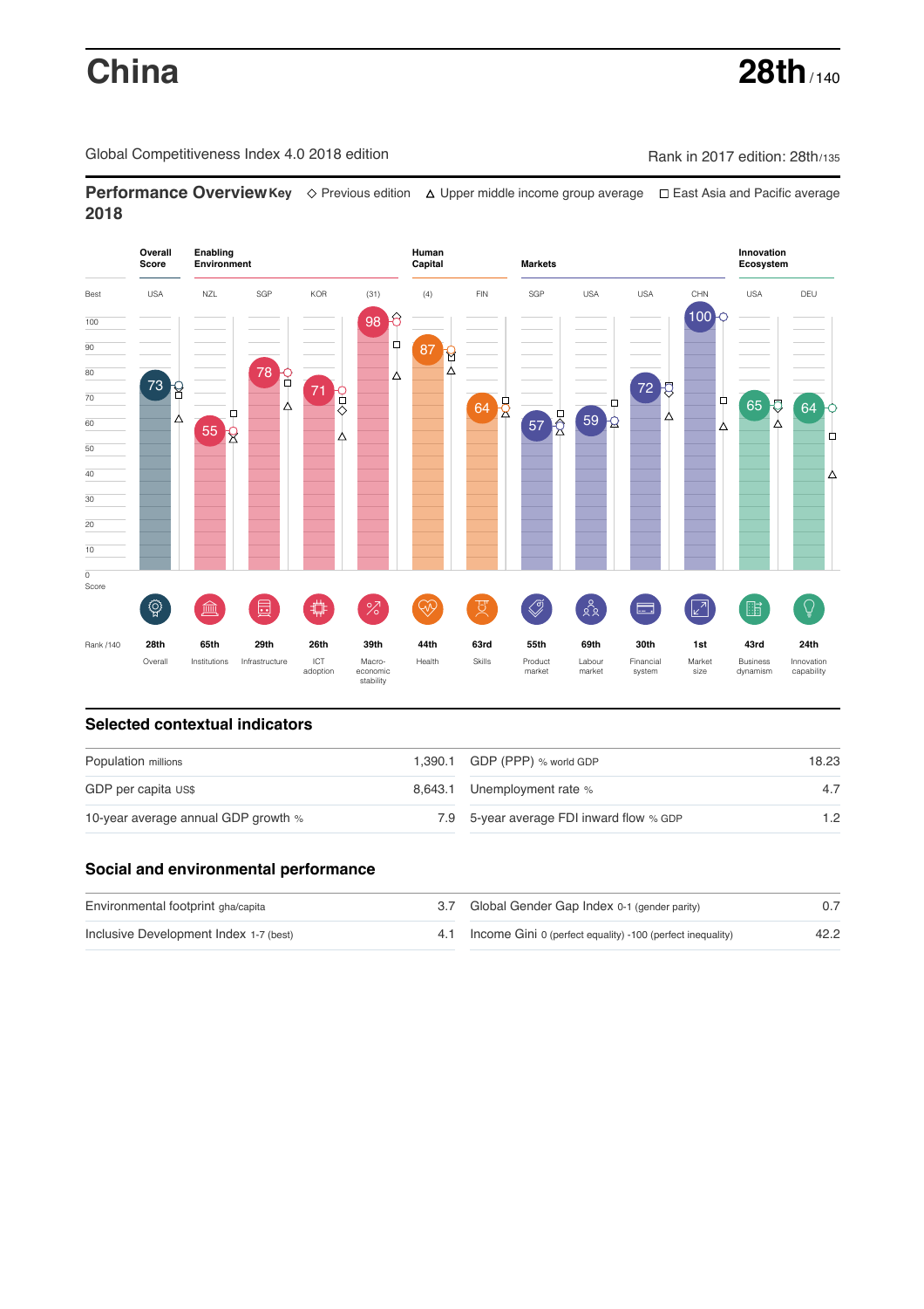# China

**28th** / 140

Global Competitiveness Index 4.0 2018 edition

Rank in 2017 edition: 28th/135

## Performance Overview 2018

Key: ◇ Previous edition △ Upper middle income group average □ East Asia and Pacific average

| | Overall Score | Enabling Environment | | | | Human Capital | | Markets | | | | Innovation Ecosystem | |
|---|---|---|---|---|---|---|---|---|---|---|---|---|---|
| Best | USA | NZL | SGP | KOR | (31) | (4) | FIN | SGP | USA | USA | CHN | USA | DEU |
| Score | 73 | 55 | 78 | 71 | 98 | 87 | 64 | 57 | 59 | 72 | 100 | 65 | 64 |
| Rank /140 | 28th | 65th | 29th | 26th | 39th | 44th | 63rd | 55th | 69th | 30th | 1st | 43rd | 24th |
| | Overall | Institutions | Infrastructure | ICT adoption | Macro-economic stability | Health | Skills | Product market | Labour market | Financial system | Market size | Business dynamism | Innovation capability |

## Selected contextual indicators

| | | | |
|---|---|---|---|
| Population millions | 1,390.1 | GDP (PPP) % world GDP | 18.23 |
| GDP per capita US$ | 8,643.1 | Unemployment rate % | 4.7 |
| 10-year average annual GDP growth % | 7.9 | 5-year average FDI inward flow % GDP | 1.2 |

## Social and environmental performance

| | | | |
|---|---|---|---|
| Environmental footprint gha/capita | 3.7 | Global Gender Gap Index 0-1 (gender parity) | 0.7 |
| Inclusive Development Index 1-7 (best) | 4.1 | Income Gini 0 (perfect equality) -100 (perfect inequality) | 42.2 |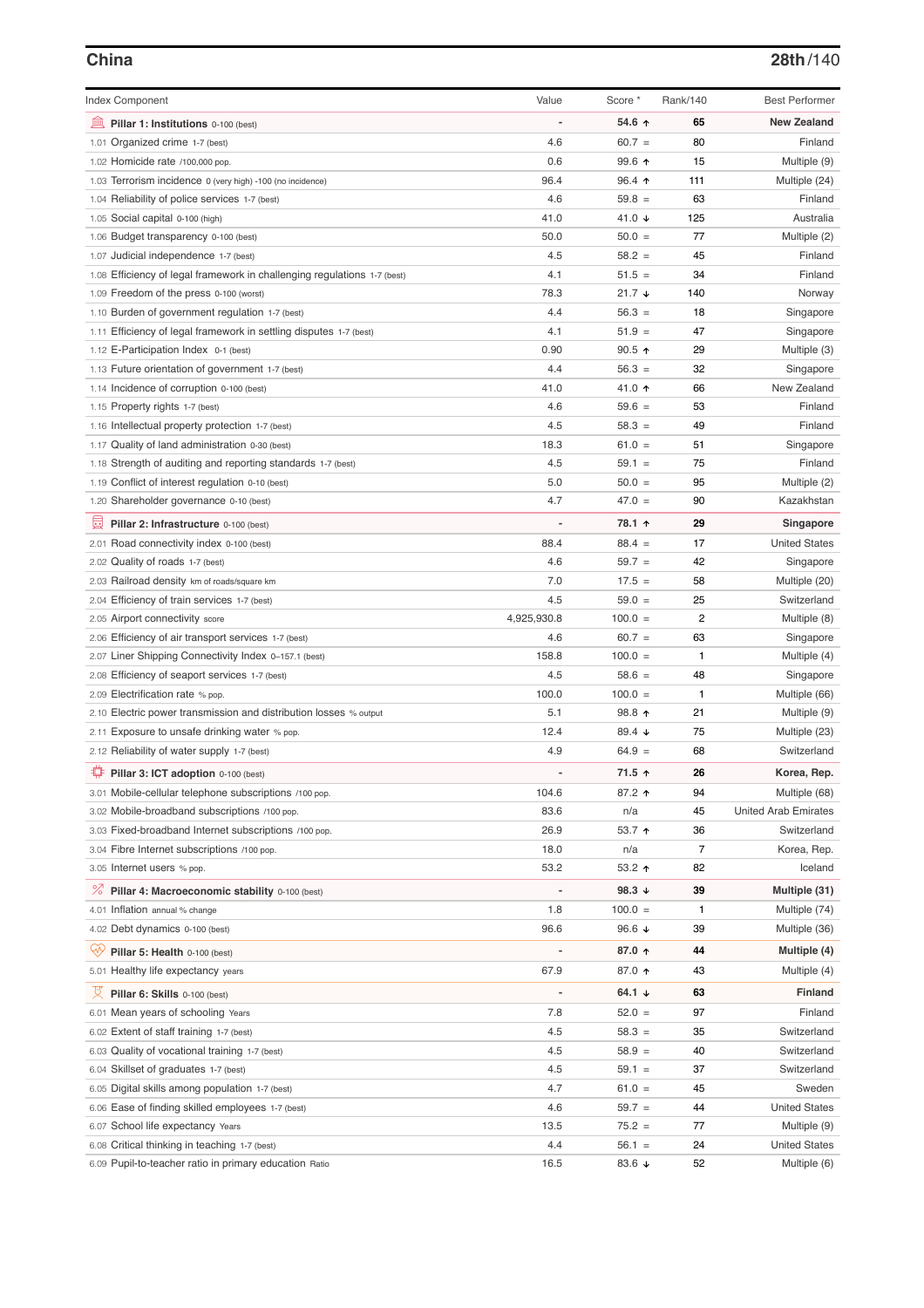## China

**28th/140**

| Index Component | Value | Score * | Rank/140 | Best Performer |
|---|---|---|---|---|
| **Pillar 1: Institutions** 0-100 (best) | - | **54.6 ↑** | **65** | **New Zealand** |
| 1.01 Organized crime 1-7 (best) | 4.6 | 60.7 = | 80 | Finland |
| 1.02 Homicide rate /100,000 pop. | 0.6 | 99.6 ↑ | 15 | Multiple (9) |
| 1.03 Terrorism incidence 0 (very high) -100 (no incidence) | 96.4 | 96.4 ↑ | 111 | Multiple (24) |
| 1.04 Reliability of police services 1-7 (best) | 4.6 | 59.8 = | 63 | Finland |
| 1.05 Social capital 0-100 (high) | 41.0 | 41.0 ↓ | 125 | Australia |
| 1.06 Budget transparency 0-100 (best) | 50.0 | 50.0 = | 77 | Multiple (2) |
| 1.07 Judicial independence 1-7 (best) | 4.5 | 58.2 = | 45 | Finland |
| 1.08 Efficiency of legal framework in challenging regulations 1-7 (best) | 4.1 | 51.5 = | 34 | Finland |
| 1.09 Freedom of the press 0-100 (worst) | 78.3 | 21.7 ↓ | 140 | Norway |
| 1.10 Burden of government regulation 1-7 (best) | 4.4 | 56.3 = | 18 | Singapore |
| 1.11 Efficiency of legal framework in settling disputes 1-7 (best) | 4.1 | 51.9 = | 47 | Singapore |
| 1.12 E-Participation Index 0-1 (best) | 0.90 | 90.5 ↑ | 29 | Multiple (3) |
| 1.13 Future orientation of government 1-7 (best) | 4.4 | 56.3 = | 32 | Singapore |
| 1.14 Incidence of corruption 0-100 (best) | 41.0 | 41.0 ↑ | 66 | New Zealand |
| 1.15 Property rights 1-7 (best) | 4.6 | 59.6 = | 53 | Finland |
| 1.16 Intellectual property protection 1-7 (best) | 4.5 | 58.3 = | 49 | Finland |
| 1.17 Quality of land administration 0-30 (best) | 18.3 | 61.0 = | 51 | Singapore |
| 1.18 Strength of auditing and reporting standards 1-7 (best) | 4.5 | 59.1 = | 75 | Finland |
| 1.19 Conflict of interest regulation 0-10 (best) | 5.0 | 50.0 = | 95 | Multiple (2) |
| 1.20 Shareholder governance 0-10 (best) | 4.7 | 47.0 = | 90 | Kazakhstan |
| **Pillar 2: Infrastructure** 0-100 (best) | - | **78.1 ↑** | **29** | **Singapore** |
| 2.01 Road connectivity index 0-100 (best) | 88.4 | 88.4 = | 17 | United States |
| 2.02 Quality of roads 1-7 (best) | 4.6 | 59.7 = | 42 | Singapore |
| 2.03 Railroad density km of roads/square km | 7.0 | 17.5 = | 58 | Multiple (20) |
| 2.04 Efficiency of train services 1-7 (best) | 4.5 | 59.0 = | 25 | Switzerland |
| 2.05 Airport connectivity score | 4,925,930.8 | 100.0 = | 2 | Multiple (8) |
| 2.06 Efficiency of air transport services 1-7 (best) | 4.6 | 60.7 = | 63 | Singapore |
| 2.07 Liner Shipping Connectivity Index 0–157.1 (best) | 158.8 | 100.0 = | 1 | Multiple (4) |
| 2.08 Efficiency of seaport services 1-7 (best) | 4.5 | 58.6 = | 48 | Singapore |
| 2.09 Electrification rate % pop. | 100.0 | 100.0 = | 1 | Multiple (66) |
| 2.10 Electric power transmission and distribution losses % output | 5.1 | 98.8 ↑ | 21 | Multiple (9) |
| 2.11 Exposure to unsafe drinking water % pop. | 12.4 | 89.4 ↓ | 75 | Multiple (23) |
| 2.12 Reliability of water supply 1-7 (best) | 4.9 | 64.9 = | 68 | Switzerland |
| **Pillar 3: ICT adoption** 0-100 (best) | - | **71.5 ↑** | **26** | **Korea, Rep.** |
| 3.01 Mobile-cellular telephone subscriptions /100 pop. | 104.6 | 87.2 ↑ | 94 | Multiple (68) |
| 3.02 Mobile-broadband subscriptions /100 pop. | 83.6 | n/a | 45 | United Arab Emirates |
| 3.03 Fixed-broadband Internet subscriptions /100 pop. | 26.9 | 53.7 ↑ | 36 | Switzerland |
| 3.04 Fibre Internet subscriptions /100 pop. | 18.0 | n/a | 7 | Korea, Rep. |
| 3.05 Internet users % pop. | 53.2 | 53.2 ↑ | 82 | Iceland |
| **Pillar 4: Macroeconomic stability** 0-100 (best) | - | **98.3 ↓** | **39** | **Multiple (31)** |
| 4.01 Inflation annual % change | 1.8 | 100.0 = | 1 | Multiple (74) |
| 4.02 Debt dynamics 0-100 (best) | 96.6 | 96.6 ↓ | 39 | Multiple (36) |
| **Pillar 5: Health** 0-100 (best) | - | **87.0 ↑** | **44** | **Multiple (4)** |
| 5.01 Healthy life expectancy years | 67.9 | 87.0 ↑ | 43 | Multiple (4) |
| **Pillar 6: Skills** 0-100 (best) | - | **64.1 ↓** | **63** | **Finland** |
| 6.01 Mean years of schooling Years | 7.8 | 52.0 = | 97 | Finland |
| 6.02 Extent of staff training 1-7 (best) | 4.5 | 58.3 = | 35 | Switzerland |
| 6.03 Quality of vocational training 1-7 (best) | 4.5 | 58.9 = | 40 | Switzerland |
| 6.04 Skillset of graduates 1-7 (best) | 4.5 | 59.1 = | 37 | Switzerland |
| 6.05 Digital skills among population 1-7 (best) | 4.7 | 61.0 = | 45 | Sweden |
| 6.06 Ease of finding skilled employees 1-7 (best) | 4.6 | 59.7 = | 44 | United States |
| 6.07 School life expectancy Years | 13.5 | 75.2 = | 77 | Multiple (9) |
| 6.08 Critical thinking in teaching 1-7 (best) | 4.4 | 56.1 = | 24 | United States |
| 6.09 Pupil-to-teacher ratio in primary education Ratio | 16.5 | 83.6 ↓ | 52 | Multiple (6) |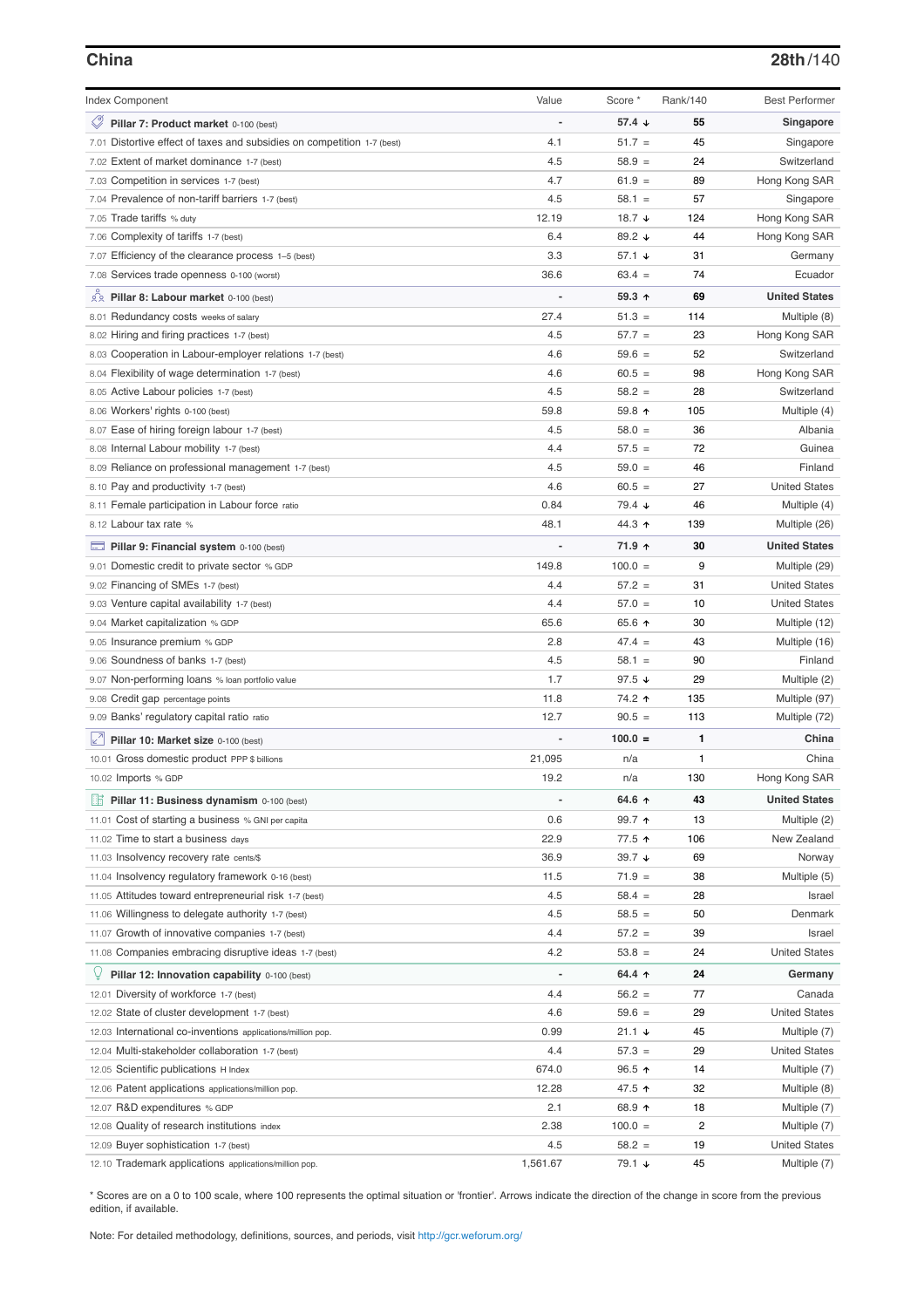## China

**28th**/140

| Index Component | Value | Score * | Rank/140 | Best Performer |
|---|---|---|---|---|
| **Pillar 7: Product market** 0-100 (best) | - | **57.4 ↓** | **55** | **Singapore** |
| 7.01 Distortive effect of taxes and subsidies on competition 1-7 (best) | 4.1 | 51.7 = | 45 | Singapore |
| 7.02 Extent of market dominance 1-7 (best) | 4.5 | 58.9 = | 24 | Switzerland |
| 7.03 Competition in services 1-7 (best) | 4.7 | 61.9 = | 89 | Hong Kong SAR |
| 7.04 Prevalence of non-tariff barriers 1-7 (best) | 4.5 | 58.1 = | 57 | Singapore |
| 7.05 Trade tariffs % duty | 12.19 | 18.7 ↓ | 124 | Hong Kong SAR |
| 7.06 Complexity of tariffs 1-7 (best) | 6.4 | 89.2 ↓ | 44 | Hong Kong SAR |
| 7.07 Efficiency of the clearance process 1–5 (best) | 3.3 | 57.1 ↓ | 31 | Germany |
| 7.08 Services trade openness 0-100 (worst) | 36.6 | 63.4 = | 74 | Ecuador |
| **Pillar 8: Labour market** 0-100 (best) | - | **59.3 ↑** | **69** | **United States** |
| 8.01 Redundancy costs weeks of salary | 27.4 | 51.3 = | 114 | Multiple (8) |
| 8.02 Hiring and firing practices 1-7 (best) | 4.5 | 57.7 = | 23 | Hong Kong SAR |
| 8.03 Cooperation in Labour-employer relations 1-7 (best) | 4.6 | 59.6 = | 52 | Switzerland |
| 8.04 Flexibility of wage determination 1-7 (best) | 4.6 | 60.5 = | 98 | Hong Kong SAR |
| 8.05 Active Labour policies 1-7 (best) | 4.5 | 58.2 = | 28 | Switzerland |
| 8.06 Workers' rights 0-100 (best) | 59.8 | 59.8 ↑ | 105 | Multiple (4) |
| 8.07 Ease of hiring foreign labour 1-7 (best) | 4.5 | 58.0 = | 36 | Albania |
| 8.08 Internal Labour mobility 1-7 (best) | 4.4 | 57.5 = | 72 | Guinea |
| 8.09 Reliance on professional management 1-7 (best) | 4.5 | 59.0 = | 46 | Finland |
| 8.10 Pay and productivity 1-7 (best) | 4.6 | 60.5 = | 27 | United States |
| 8.11 Female participation in Labour force ratio | 0.84 | 79.4 ↓ | 46 | Multiple (4) |
| 8.12 Labour tax rate % | 48.1 | 44.3 ↑ | 139 | Multiple (26) |
| **Pillar 9: Financial system** 0-100 (best) | - | **71.9 ↑** | **30** | **United States** |
| 9.01 Domestic credit to private sector % GDP | 149.8 | 100.0 = | 9 | Multiple (29) |
| 9.02 Financing of SMEs 1-7 (best) | 4.4 | 57.2 = | 31 | United States |
| 9.03 Venture capital availability 1-7 (best) | 4.4 | 57.0 = | 10 | United States |
| 9.04 Market capitalization % GDP | 65.6 | 65.6 ↑ | 30 | Multiple (12) |
| 9.05 Insurance premium % GDP | 2.8 | 47.4 = | 43 | Multiple (16) |
| 9.06 Soundness of banks 1-7 (best) | 4.5 | 58.1 = | 90 | Finland |
| 9.07 Non-performing loans % loan portfolio value | 1.7 | 97.5 ↓ | 29 | Multiple (2) |
| 9.08 Credit gap percentage points | 11.8 | 74.2 ↑ | 135 | Multiple (97) |
| 9.09 Banks' regulatory capital ratio ratio | 12.7 | 90.5 = | 113 | Multiple (72) |
| **Pillar 10: Market size** 0-100 (best) | - | **100.0 =** | **1** | **China** |
| 10.01 Gross domestic product PPP $ billions | 21,095 | n/a | 1 | China |
| 10.02 Imports % GDP | 19.2 | n/a | 130 | Hong Kong SAR |
| **Pillar 11: Business dynamism** 0-100 (best) | - | **64.6 ↑** | **43** | **United States** |
| 11.01 Cost of starting a business % GNI per capita | 0.6 | 99.7 ↑ | 13 | Multiple (2) |
| 11.02 Time to start a business days | 22.9 | 77.5 ↑ | 106 | New Zealand |
| 11.03 Insolvency recovery rate cents/$ | 36.9 | 39.7 ↓ | 69 | Norway |
| 11.04 Insolvency regulatory framework 0-16 (best) | 11.5 | 71.9 = | 38 | Multiple (5) |
| 11.05 Attitudes toward entrepreneurial risk 1-7 (best) | 4.5 | 58.4 = | 28 | Israel |
| 11.06 Willingness to delegate authority 1-7 (best) | 4.5 | 58.5 = | 50 | Denmark |
| 11.07 Growth of innovative companies 1-7 (best) | 4.4 | 57.2 = | 39 | Israel |
| 11.08 Companies embracing disruptive ideas 1-7 (best) | 4.2 | 53.8 = | 24 | United States |
| **Pillar 12: Innovation capability** 0-100 (best) | - | **64.4 ↑** | **24** | **Germany** |
| 12.01 Diversity of workforce 1-7 (best) | 4.4 | 56.2 = | 77 | Canada |
| 12.02 State of cluster development 1-7 (best) | 4.6 | 59.6 = | 29 | United States |
| 12.03 International co-inventions applications/million pop. | 0.99 | 21.1 ↓ | 45 | Multiple (7) |
| 12.04 Multi-stakeholder collaboration 1-7 (best) | 4.4 | 57.3 = | 29 | United States |
| 12.05 Scientific publications H Index | 674.0 | 96.5 ↑ | 14 | Multiple (7) |
| 12.06 Patent applications applications/million pop. | 12.28 | 47.5 ↑ | 32 | Multiple (8) |
| 12.07 R&D expenditures % GDP | 2.1 | 68.9 ↑ | 18 | Multiple (7) |
| 12.08 Quality of research institutions index | 2.38 | 100.0 = | 2 | Multiple (7) |
| 12.09 Buyer sophistication 1-7 (best) | 4.5 | 58.2 = | 19 | United States |
| 12.10 Trademark applications applications/million pop. | 1,561.67 | 79.1 ↓ | 45 | Multiple (7) |

* Scores are on a 0 to 100 scale, where 100 represents the optimal situation or 'frontier'. Arrows indicate the direction of the change in score from the previous edition, if available.

Note: For detailed methodology, definitions, sources, and periods, visit http://gcr.weforum.org/